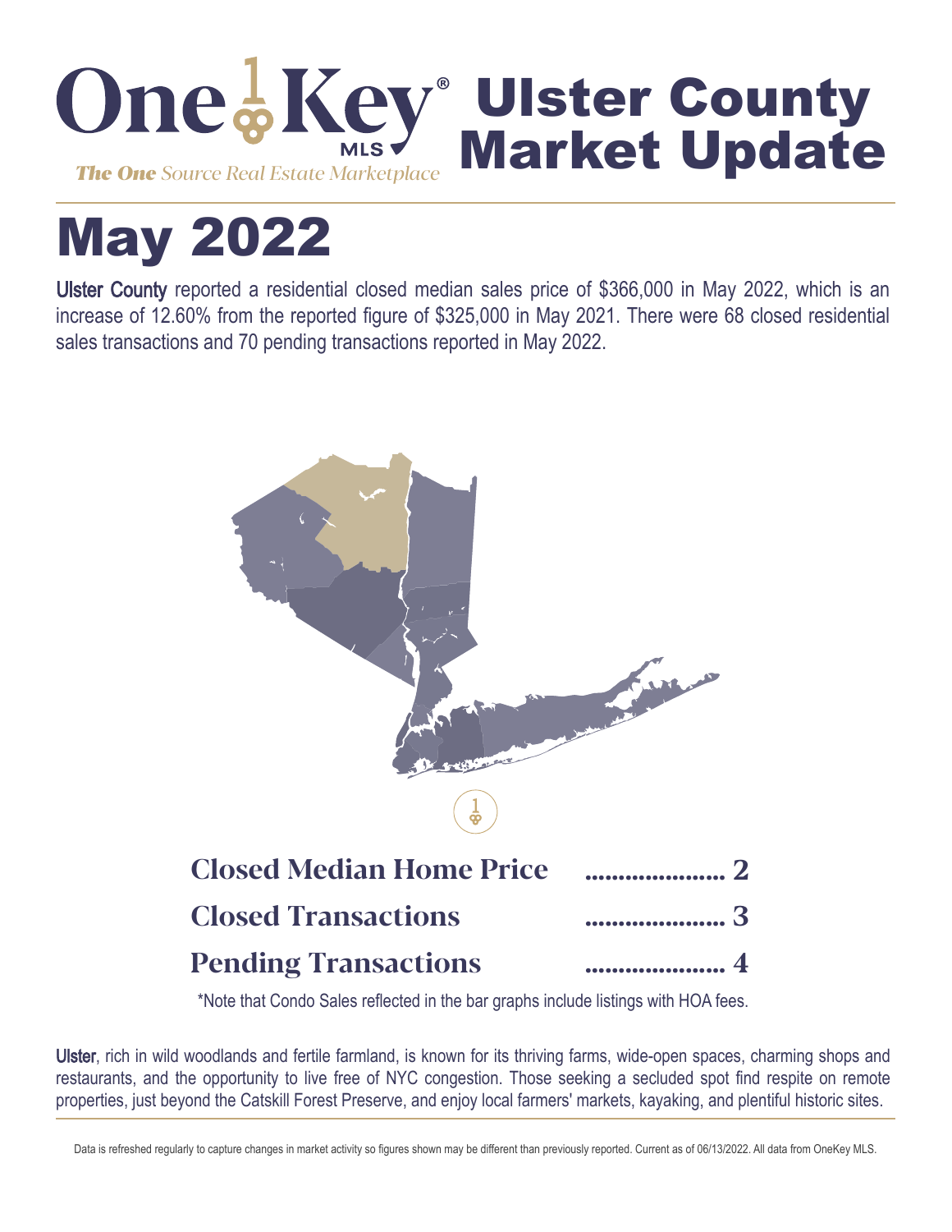OneKey® MLS

*The One Source Real Estate Marketplace*

# Ulster County Market Update

# May 2022

Ulster County reported a residential closed median sales price of $366,000 in May 2022, which is an increase of 12.60% from the reported figure of $325,000 in May 2021. There were 68 closed residential sales transactions and 70 pending transactions reported in May 2022.

| | |
|---|---|
| **Closed Median Home Price** | ..................... 2 |
| **Closed Transactions** | ..................... 3 |
| **Pending Transactions** | ..................... 4 |

*Note that Condo Sales reflected in the bar graphs include listings with HOA fees.

Ulster, rich in wild woodlands and fertile farmland, is known for its thriving farms, wide-open spaces, charming shops and restaurants, and the opportunity to live free of NYC congestion. Those seeking a secluded spot find respite on remote properties, just beyond the Catskill Forest Preserve, and enjoy local farmers' markets, kayaking, and plentiful historic sites.

Data is refreshed regularly to capture changes in market activity so figures shown may be different than previously reported. Current as of 06/13/2022. All data from OneKey MLS.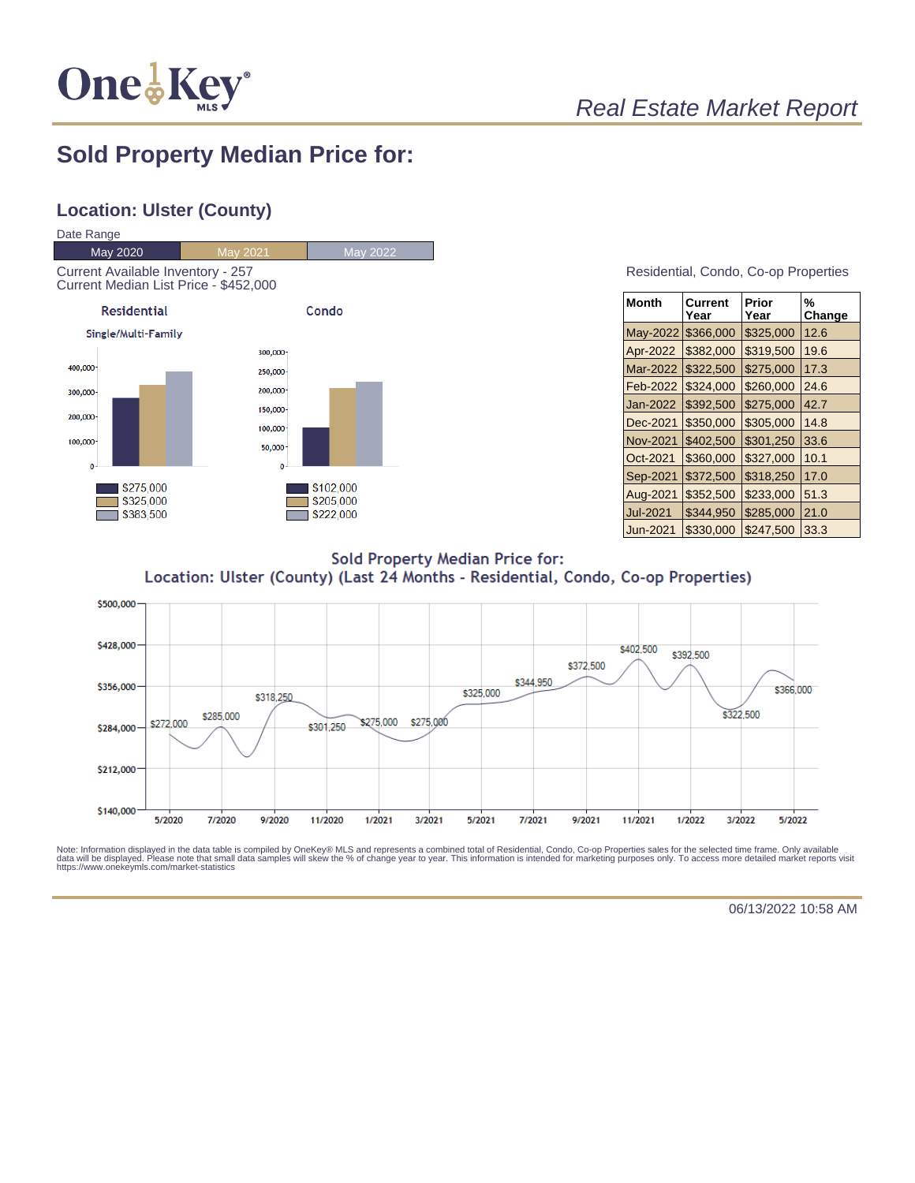# Real Estate Market Report

## Sold Property Median Price for:

### Location: Ulster (County)

Date Range

| May 2020 | May 2021 | May 2022 |
|---|---|---|

Current Available Inventory - 257
Current Median List Price - $452,000

**Residential**

Single/Multi-Family

- $275,000
- $325,000
- $383,500

**Condo**

- $102,000
- $205,000
- $222,000

Residential, Condo, Co-op Properties

| Month | Current Year | Prior Year | % Change |
|---|---|---|---|
| May-2022 | $366,000 | $325,000 | 12.6 |
| Apr-2022 | $382,000 | $319,500 | 19.6 |
| Mar-2022 | $322,500 | $275,000 | 17.3 |
| Feb-2022 | $324,000 | $260,000 | 24.6 |
| Jan-2022 | $392,500 | $275,000 | 42.7 |
| Dec-2021 | $350,000 | $305,000 | 14.8 |
| Nov-2021 | $402,500 | $301,250 | 33.6 |
| Oct-2021 | $360,000 | $327,000 | 10.1 |
| Sep-2021 | $372,500 | $318,250 | 17.0 |
| Aug-2021 | $352,500 | $233,000 | 51.3 |
| Jul-2021 | $344,950 | $285,000 | 21.0 |
| Jun-2021 | $330,000 | $247,500 | 33.3 |

**Sold Property Median Price for:**
**Location: Ulster (County) (Last 24 Months - Residential, Condo, Co-op Properties)**

Note: Information displayed in the data table is compiled by OneKey® MLS and represents a combined total of Residential, Condo, Co-op Properties sales for the selected time frame. Only available data will be displayed. Please note that small data samples will skew the % of change year to year. This information is intended for marketing purposes only. To access more detailed market reports visit https://www.onekeymls.com/market-statistics

06/13/2022 10:58 AM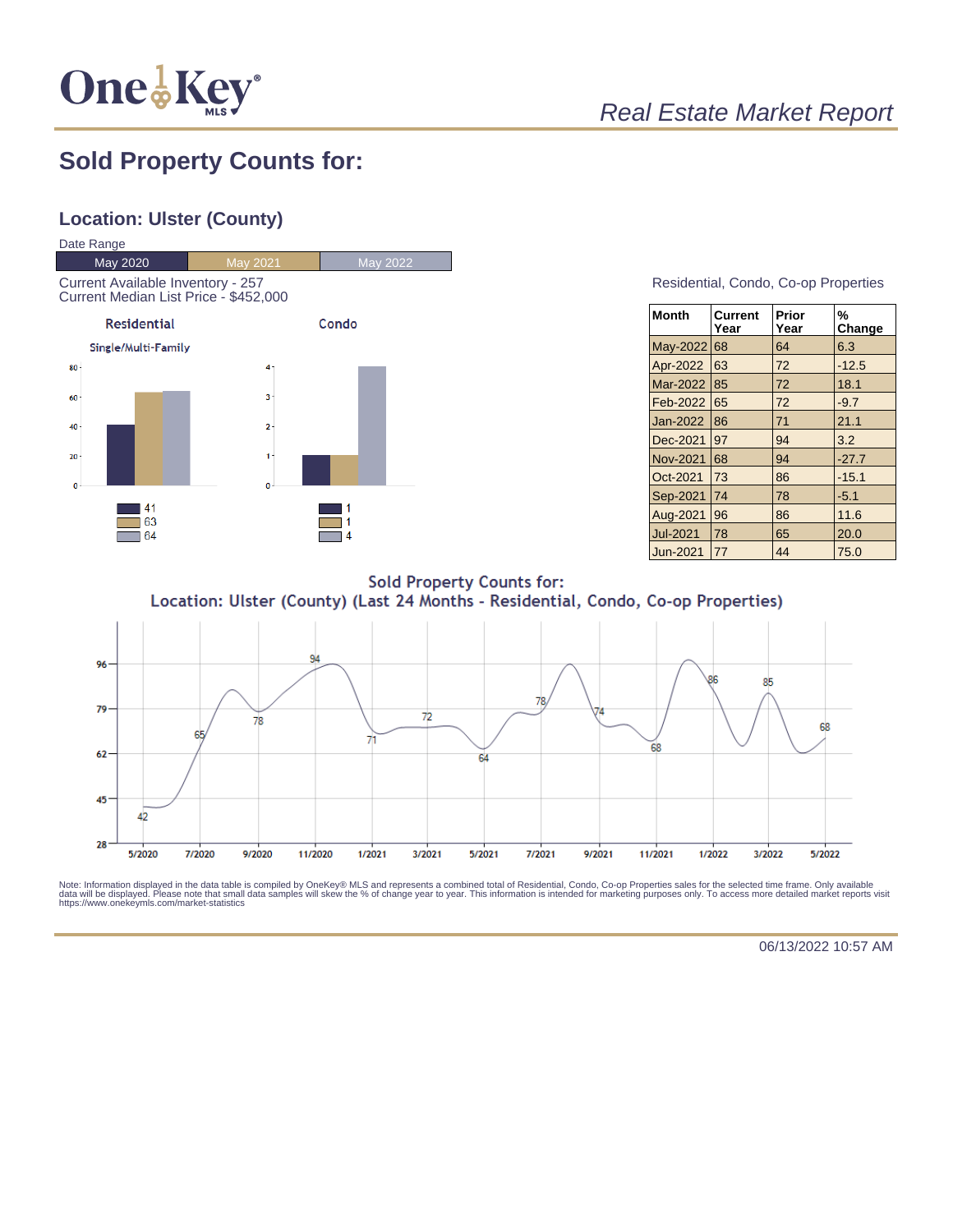# Sold Property Counts for:

## Location: Ulster (County)

Date Range

| May 2020 | May 2021 | May 2022 |
|---|---|---|

Current Available Inventory - 257
Current Median List Price - $452,000

**Residential**

Single/Multi-Family

| | |
|---|---|
| May 2020 | 41 |
| May 2021 | 63 |
| May 2022 | 64 |

**Condo**

| | |
|---|---|
| May 2020 | 1 |
| May 2021 | 1 |
| May 2022 | 4 |

Residential, Condo, Co-op Properties

| Month | Current Year | Prior Year | % Change |
|---|---|---|---|
| May-2022 | 68 | 64 | 6.3 |
| Apr-2022 | 63 | 72 | -12.5 |
| Mar-2022 | 85 | 72 | 18.1 |
| Feb-2022 | 65 | 72 | -9.7 |
| Jan-2022 | 86 | 71 | 21.1 |
| Dec-2021 | 97 | 94 | 3.2 |
| Nov-2021 | 68 | 94 | -27.7 |
| Oct-2021 | 73 | 86 | -15.1 |
| Sep-2021 | 74 | 78 | -5.1 |
| Aug-2021 | 96 | 86 | 11.6 |
| Jul-2021 | 78 | 65 | 20.0 |
| Jun-2021 | 77 | 44 | 75.0 |

**Sold Property Counts for:**
**Location: Ulster (County) (Last 24 Months - Residential, Condo, Co-op Properties)**

| Month | Count |
|---|---|
| 5/2020 | 42 |
| 7/2020 | 65 |
| 9/2020 | 78 |
| 11/2020 | 94 |
| 1/2021 | 71 |
| 3/2021 | 72 |
| 5/2021 | 64 |
| 7/2021 | 78 |
| 9/2021 | 74 |
| 11/2021 | 68 |
| 1/2022 | 86 |
| 3/2022 | 85 |
| 5/2022 | 68 |

Note: Information displayed in the data table is compiled by OneKey® MLS and represents a combined total of Residential, Condo, Co-op Properties sales for the selected time frame. Only available data will be displayed. Please note that small data samples will skew the % of change year to year. This information is intended for marketing purposes only. To access more detailed market reports visit https://www.onekeymls.com/market-statistics

06/13/2022 10:57 AM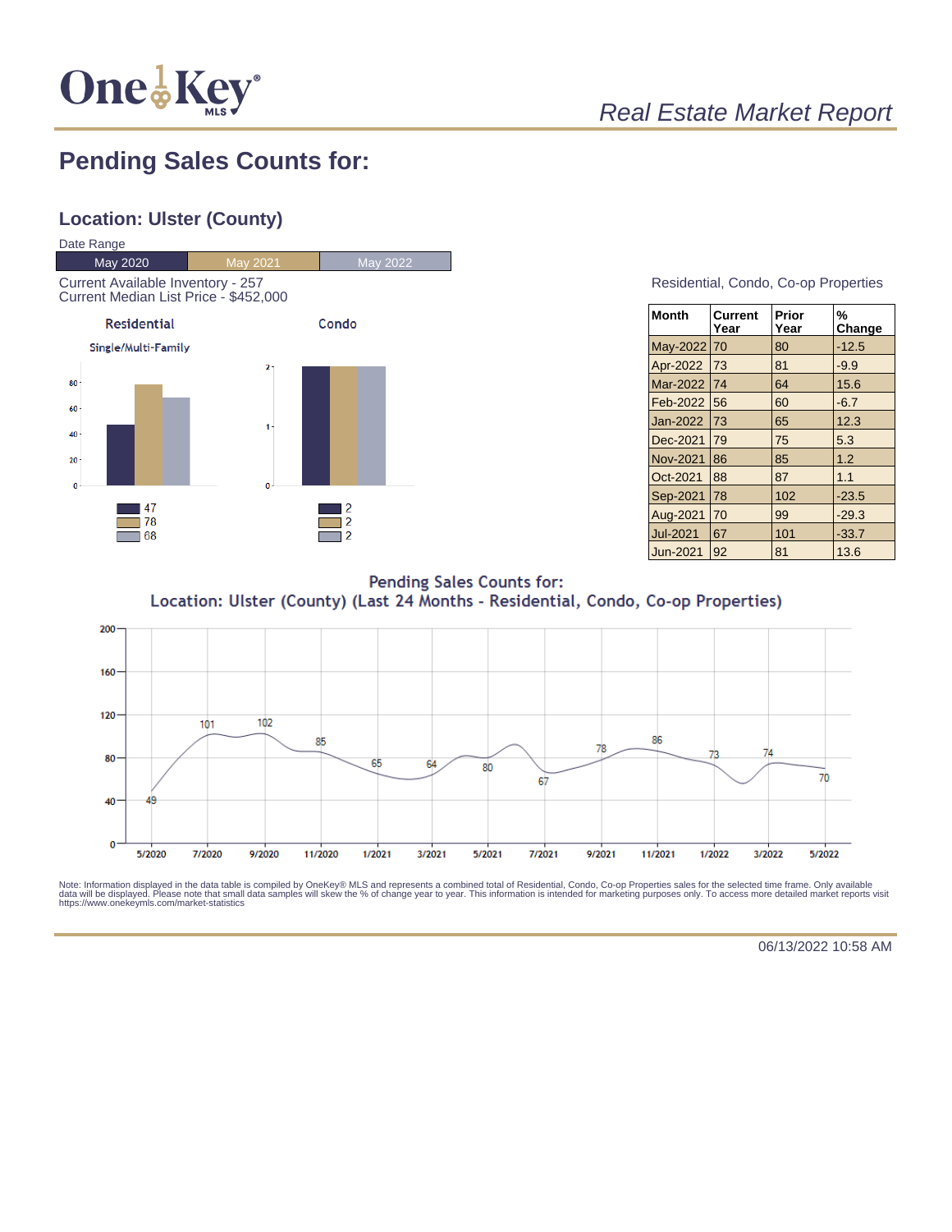# Pending Sales Counts for:

## Location: Ulster (County)

Date Range

May 2020 | May 2021 | May 2022

Current Available Inventory - 257
Current Median List Price - $452,000

Residential

Single/Multi-Family

80
60
40
20
0

47
78
68

Condo

2
1
0

2
2
2

Residential, Condo, Co-op Properties

| Month | Current Year | Prior Year | % Change |
|---|---|---|---|
| May-2022 | 70 | 80 | -12.5 |
| Apr-2022 | 73 | 81 | -9.9 |
| Mar-2022 | 74 | 64 | 15.6 |
| Feb-2022 | 56 | 60 | -6.7 |
| Jan-2022 | 73 | 65 | 12.3 |
| Dec-2021 | 79 | 75 | 5.3 |
| Nov-2021 | 86 | 85 | 1.2 |
| Oct-2021 | 88 | 87 | 1.1 |
| Sep-2021 | 78 | 102 | -23.5 |
| Aug-2021 | 70 | 99 | -29.3 |
| Jul-2021 | 67 | 101 | -33.7 |
| Jun-2021 | 92 | 81 | 13.6 |

Pending Sales Counts for:
Location: Ulster (County) (Last 24 Months - Residential, Condo, Co-op Properties)

200
160
120
80
40
0

49 101 102 85 65 64 80 67 78 86 73 74 70

5/2020 7/2020 9/2020 11/2020 1/2021 3/2021 5/2021 7/2021 9/2021 11/2021 1/2022 3/2022 5/2022

Note: Information displayed in the data table is compiled by OneKey® MLS and represents a combined total of Residential, Condo, Co-op Properties sales for the selected time frame. Only available data will be displayed. Please note that small data samples will skew the % of change year to year. This information is intended for marketing purposes only. To access more detailed market reports visit https://www.onekeymls.com/market-statistics

06/13/2022 10:58 AM